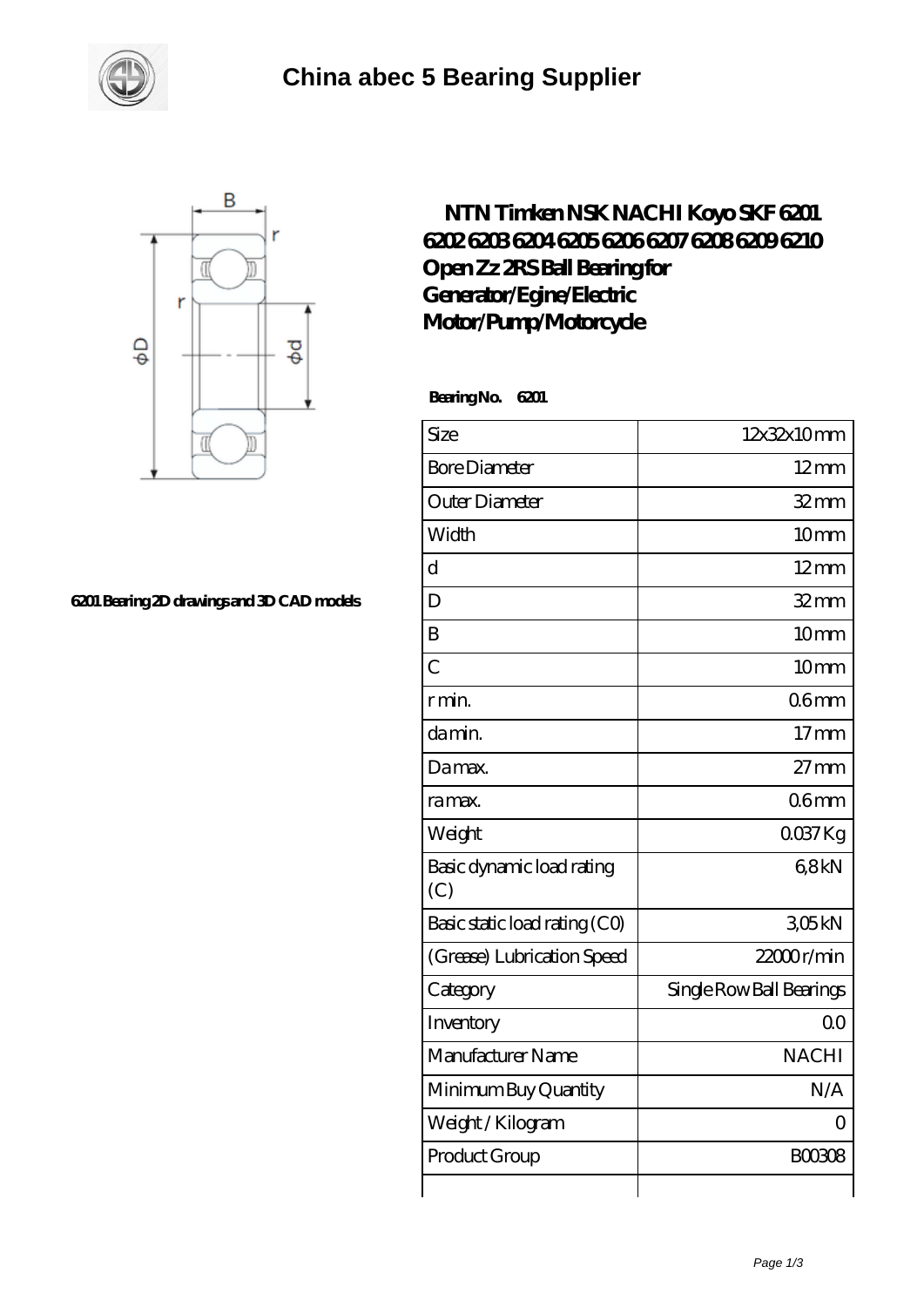# China abec 5 Bearing Supplier

6201 Bearing 2D drawings and 3D CAD models

## NTN Timken NSK NACHI Koyo SKF 6201 6202 6203 6204 6205 6206 6207 6208 6209 6210 Open Zz 2RS Ball Bearing for Generator/Egine/Electric Motor/Pump/Motorcycle

**Bearing No. 6201**

| Size | 12x32x10 mm |
|---|---|
| Bore Diameter | 12 mm |
| Outer Diameter | 32 mm |
| Width | 10 mm |
| d | 12 mm |
| D | 32 mm |
| B | 10 mm |
| C | 10 mm |
| r min. | 0.6 mm |
| da min. | 17 mm |
| Da max. | 27 mm |
| ra max. | 0.6 mm |
| Weight | 0.037 Kg |
| Basic dynamic load rating (C) | 6,8 kN |
| Basic static load rating (C0) | 3,05 kN |
| (Grease) Lubrication Speed | 22000 r/min |
| Category | Single Row Ball Bearings |
| Inventory | 0.0 |
| Manufacturer Name | NACHI |
| Minimum Buy Quantity | N/A |
| Weight / Kilogram | 0 |
| Product Group | B00308 |
| | |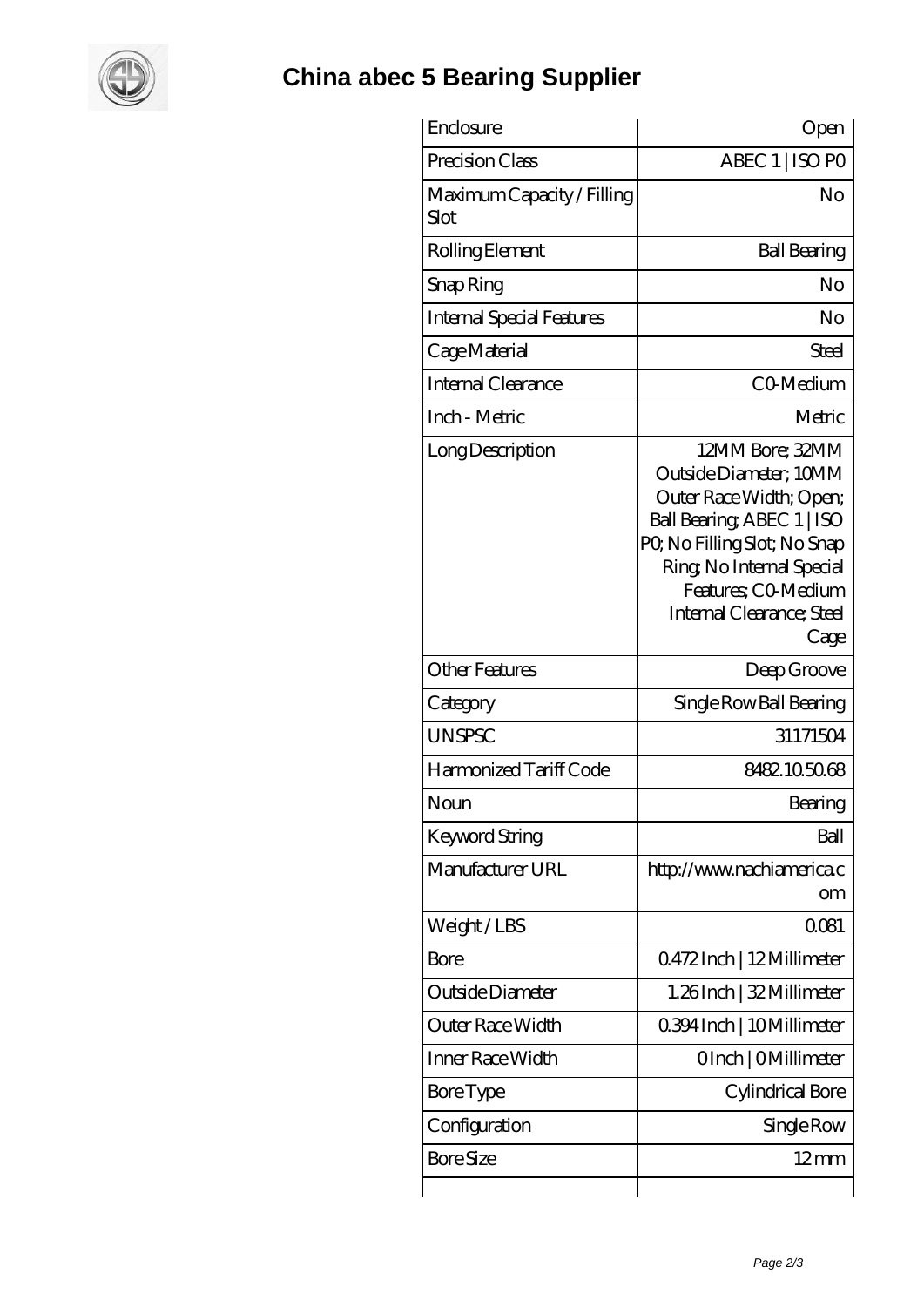# China abec 5 Bearing Supplier

| | |
|---|---|
| Enclosure | Open |
| Precision Class | ABEC 1 \| ISO P0 |
| Maximum Capacity / Filling Slot | No |
| Rolling Element | Ball Bearing |
| Snap Ring | No |
| Internal Special Features | No |
| Cage Material | Steel |
| Internal Clearance | C0-Medium |
| Inch - Metric | Metric |
| Long Description | 12MM Bore; 32MM Outside Diameter; 10MM Outer Race Width; Open; Ball Bearing; ABEC 1 \| ISO P0; No Filling Slot; No Snap Ring; No Internal Special Features; C0-Medium Internal Clearance; Steel Cage |
| Other Features | Deep Groove |
| Category | Single Row Ball Bearing |
| UNSPSC | 31171504 |
| Harmonized Tariff Code | 8482.10.50.68 |
| Noun | Bearing |
| Keyword String | Ball |
| Manufacturer URL | http://www.nachiamerica.com |
| Weight / LBS | 0.081 |
| Bore | 0.472 Inch \| 12 Millimeter |
| Outside Diameter | 1.26 Inch \| 32 Millimeter |
| Outer Race Width | 0.394 Inch \| 10 Millimeter |
| Inner Race Width | 0 Inch \| 0 Millimeter |
| Bore Type | Cylindrical Bore |
| Configuration | Single Row |
| Bore Size | 12 mm |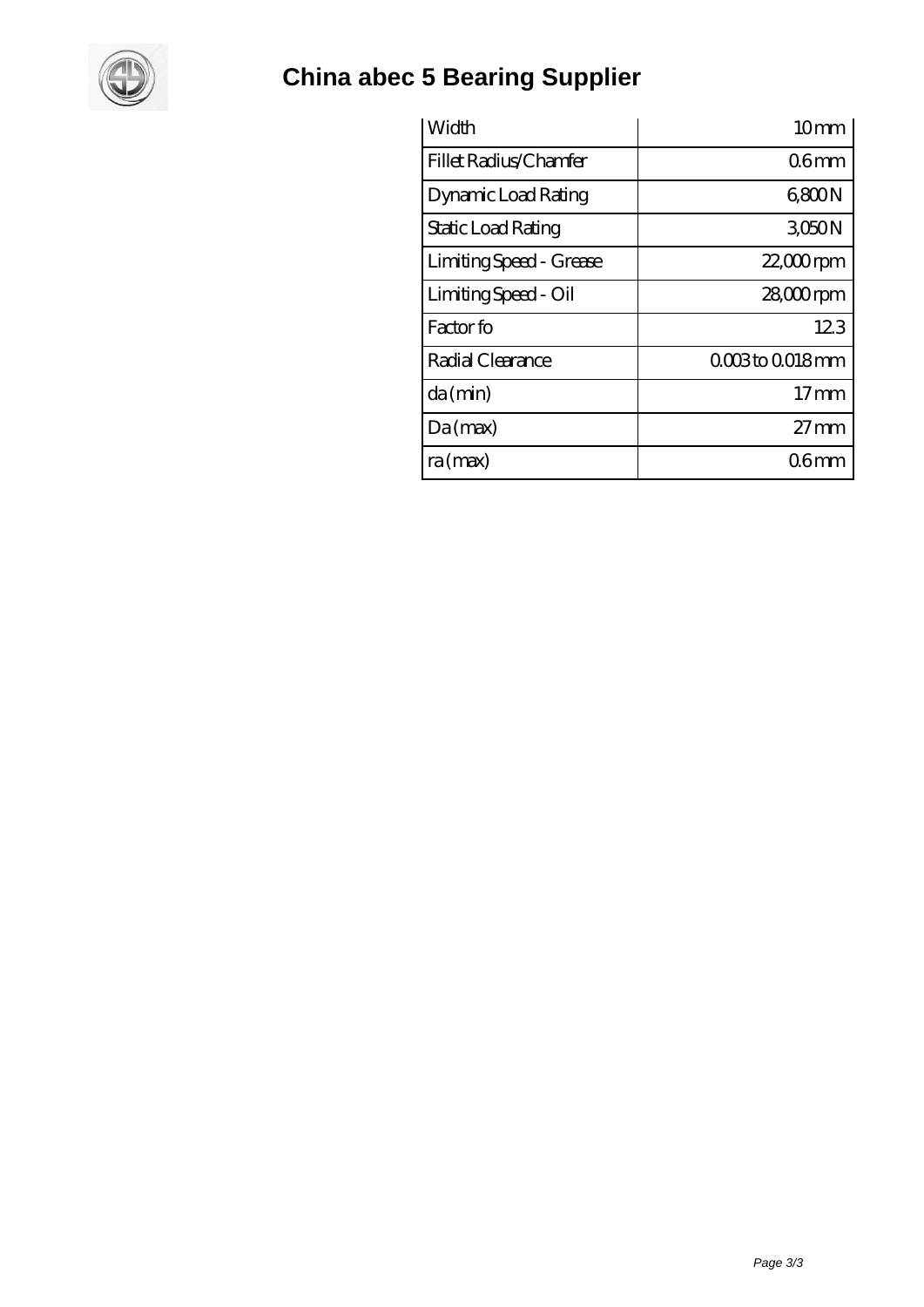| | |
|---|---|
| Width | 10 mm |
| Fillet Radius/Chamfer | 0.6 mm |
| Dynamic Load Rating | 6,800 N |
| Static Load Rating | 3,050 N |
| Limiting Speed - Grease | 22,000 rpm |
| Limiting Speed - Oil | 28,000 rpm |
| Factor fo | 12.3 |
| Radial Clearance | 0.003 to 0.018 mm |
| da (min) | 17 mm |
| Da (max) | 27 mm |
| ra (max) | 0.6 mm |